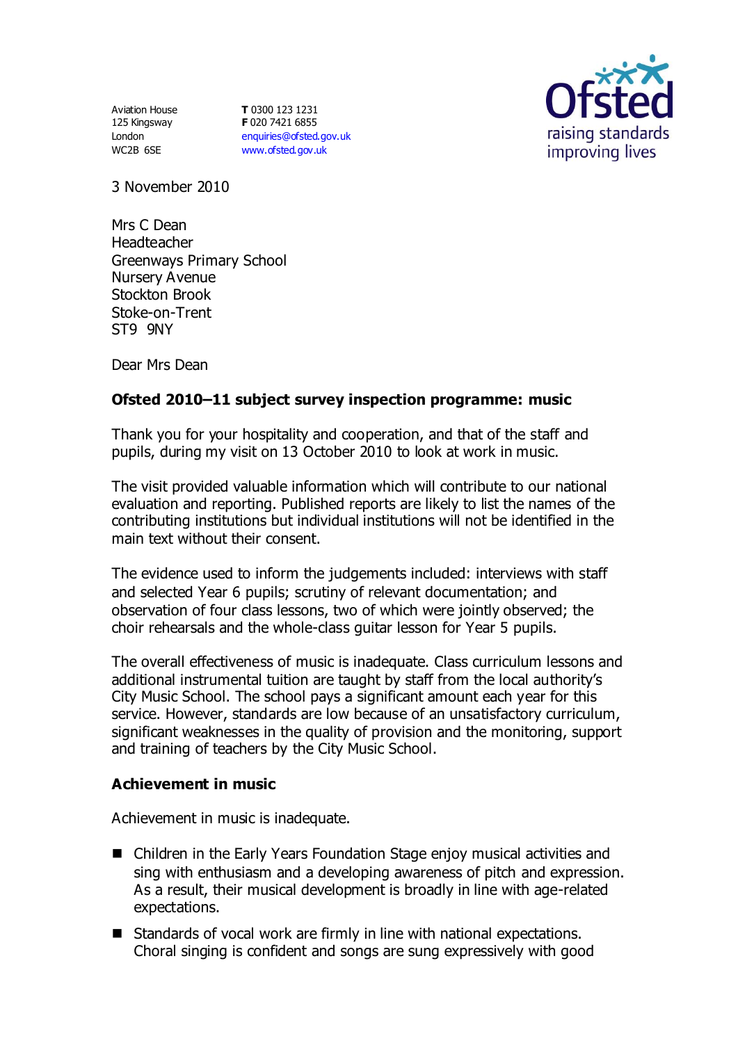Aviation House
125 Kingsway
London
WC2B 6SE

**T** 0300 123 1231
**F** 020 7421 6855
enquiries@ofsted.gov.uk
www.ofsted.gov.uk

Ofsted
raising standards
improving lives

3 November 2010

Mrs C Dean
Headteacher
Greenways Primary School
Nursery Avenue
Stockton Brook
Stoke-on-Trent
ST9 9NY

Dear Mrs Dean

**Ofsted 2010–11 subject survey inspection programme: music**

Thank you for your hospitality and cooperation, and that of the staff and pupils, during my visit on 13 October 2010 to look at work in music.

The visit provided valuable information which will contribute to our national evaluation and reporting. Published reports are likely to list the names of the contributing institutions but individual institutions will not be identified in the main text without their consent.

The evidence used to inform the judgements included: interviews with staff and selected Year 6 pupils; scrutiny of relevant documentation; and observation of four class lessons, two of which were jointly observed; the choir rehearsals and the whole-class guitar lesson for Year 5 pupils.

The overall effectiveness of music is inadequate. Class curriculum lessons and additional instrumental tuition are taught by staff from the local authority's City Music School. The school pays a significant amount each year for this service. However, standards are low because of an unsatisfactory curriculum, significant weaknesses in the quality of provision and the monitoring, support and training of teachers by the City Music School.

**Achievement in music**

Achievement in music is inadequate.

- Children in the Early Years Foundation Stage enjoy musical activities and sing with enthusiasm and a developing awareness of pitch and expression. As a result, their musical development is broadly in line with age-related expectations.
- Standards of vocal work are firmly in line with national expectations. Choral singing is confident and songs are sung expressively with good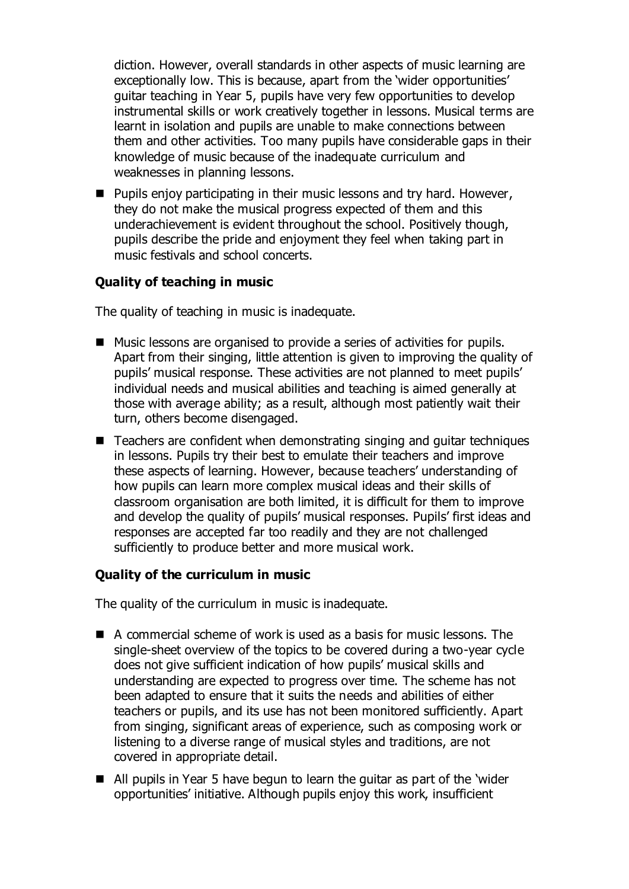diction. However, overall standards in other aspects of music learning are exceptionally low. This is because, apart from the 'wider opportunities' guitar teaching in Year 5, pupils have very few opportunities to develop instrumental skills or work creatively together in lessons. Musical terms are learnt in isolation and pupils are unable to make connections between them and other activities. Too many pupils have considerable gaps in their knowledge of music because of the inadequate curriculum and weaknesses in planning lessons.

- Pupils enjoy participating in their music lessons and try hard. However, they do not make the musical progress expected of them and this underachievement is evident throughout the school. Positively though, pupils describe the pride and enjoyment they feel when taking part in music festivals and school concerts.

### Quality of teaching in music

The quality of teaching in music is inadequate.

- Music lessons are organised to provide a series of activities for pupils. Apart from their singing, little attention is given to improving the quality of pupils' musical response. These activities are not planned to meet pupils' individual needs and musical abilities and teaching is aimed generally at those with average ability; as a result, although most patiently wait their turn, others become disengaged.
- Teachers are confident when demonstrating singing and guitar techniques in lessons. Pupils try their best to emulate their teachers and improve these aspects of learning. However, because teachers' understanding of how pupils can learn more complex musical ideas and their skills of classroom organisation are both limited, it is difficult for them to improve and develop the quality of pupils' musical responses. Pupils' first ideas and responses are accepted far too readily and they are not challenged sufficiently to produce better and more musical work.

### Quality of the curriculum in music

The quality of the curriculum in music is inadequate.

- A commercial scheme of work is used as a basis for music lessons. The single-sheet overview of the topics to be covered during a two-year cycle does not give sufficient indication of how pupils' musical skills and understanding are expected to progress over time. The scheme has not been adapted to ensure that it suits the needs and abilities of either teachers or pupils, and its use has not been monitored sufficiently. Apart from singing, significant areas of experience, such as composing work or listening to a diverse range of musical styles and traditions, are not covered in appropriate detail.
- All pupils in Year 5 have begun to learn the guitar as part of the 'wider opportunities' initiative. Although pupils enjoy this work, insufficient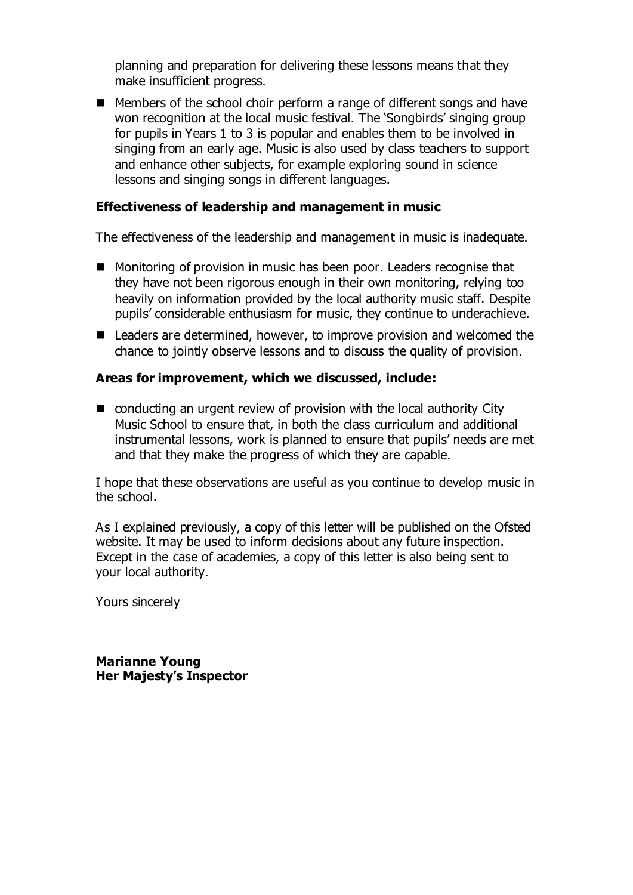planning and preparation for delivering these lessons means that they make insufficient progress.

- Members of the school choir perform a range of different songs and have won recognition at the local music festival. The 'Songbirds' singing group for pupils in Years 1 to 3 is popular and enables them to be involved in singing from an early age. Music is also used by class teachers to support and enhance other subjects, for example exploring sound in science lessons and singing songs in different languages.

### Effectiveness of leadership and management in music

The effectiveness of the leadership and management in music is inadequate.

- Monitoring of provision in music has been poor. Leaders recognise that they have not been rigorous enough in their own monitoring, relying too heavily on information provided by the local authority music staff. Despite pupils' considerable enthusiasm for music, they continue to underachieve.
- Leaders are determined, however, to improve provision and welcomed the chance to jointly observe lessons and to discuss the quality of provision.

### Areas for improvement, which we discussed, include:

- conducting an urgent review of provision with the local authority City Music School to ensure that, in both the class curriculum and additional instrumental lessons, work is planned to ensure that pupils' needs are met and that they make the progress of which they are capable.

I hope that these observations are useful as you continue to develop music in the school.

As I explained previously, a copy of this letter will be published on the Ofsted website. It may be used to inform decisions about any future inspection. Except in the case of academies, a copy of this letter is also being sent to your local authority.

Yours sincerely

**Marianne Young**
**Her Majesty's Inspector**